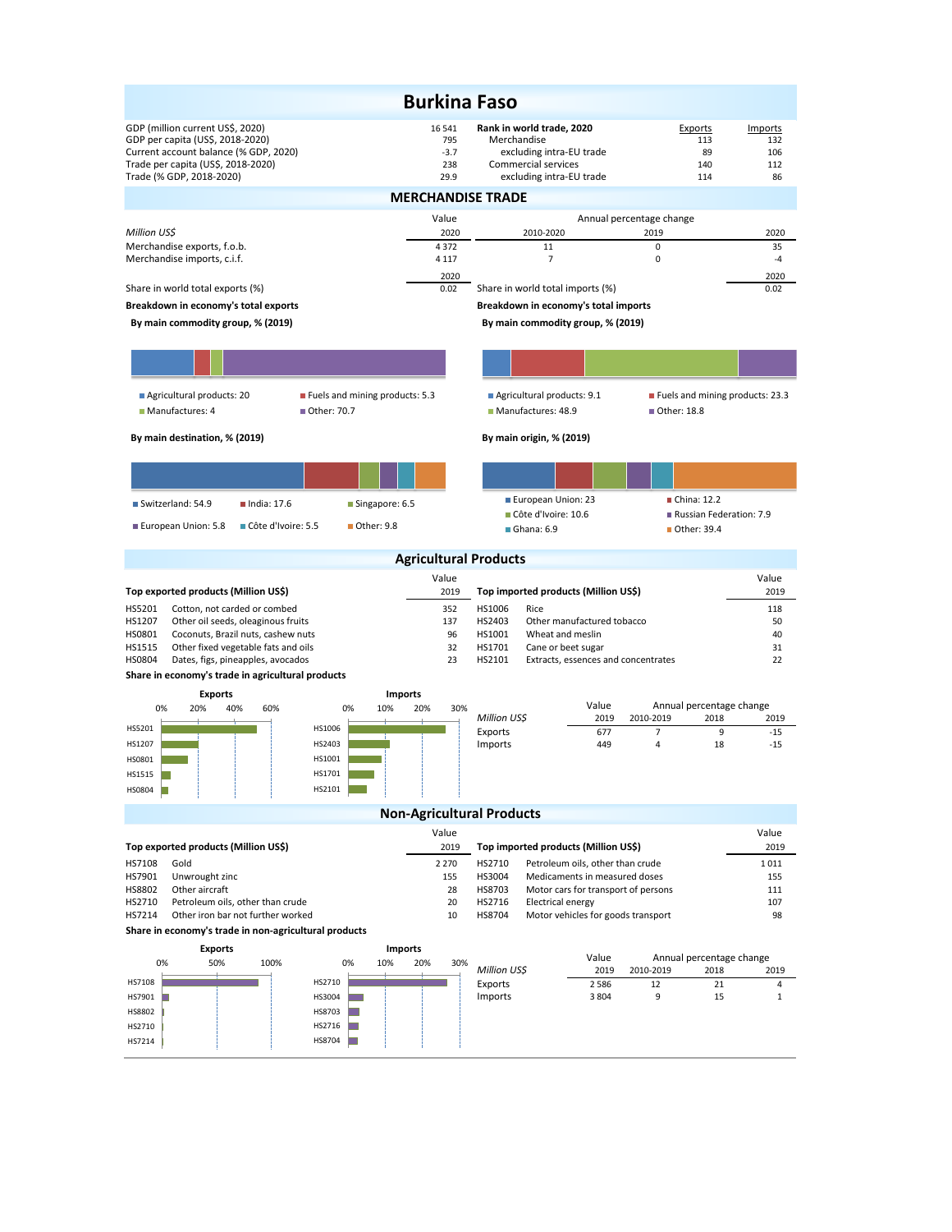# Burkina Faso

| | | Rank in world trade, 2020 | Exports | Imports |
|---|---|---|---|---|
| GDP (million current US$, 2020) | 16 541 | Merchandise | 113 | 132 |
| GDP per capita (US$, 2018-2020) | 795 | excluding intra-EU trade | 89 | 106 |
| Current account balance (% GDP, 2020) | -3.7 | Commercial services | 140 | 112 |
| Trade per capita (US$, 2018-2020) | 238 | excluding intra-EU trade | 114 | 86 |
| Trade (% GDP, 2018-2020) | 29.9 | | | |

## MERCHANDISE TRADE

| | Value | Annual percentage change | | |
|---|---|---|---|---|
| *Million US$* | 2020 | 2010-2020 | 2019 | 2020 |
| Merchandise exports, f.o.b. | 4 372 | 11 | 0 | 35 |
| Merchandise imports, c.i.f. | 4 117 | 7 | 0 | -4 |

| | 2020 | | 2020 |
|---|---|---|---|
| Share in world total exports (%) | 0.02 | Share in world total imports (%) | 0.02 |

**Breakdown in economy's total exports**

**By main commodity group, % (2019)**

- Agricultural products: 20
- Fuels and mining products: 5.3
- Manufactures: 4
- Other: 70.7

**By main destination, % (2019)**

- Switzerland: 54.9
- India: 17.6
- Singapore: 6.5
- European Union: 5.8
- Côte d'Ivoire: 5.5
- Other: 9.8

**Breakdown in economy's total imports**

**By main commodity group, % (2019)**

- Agricultural products: 9.1
- Fuels and mining products: 23.3
- Manufactures: 48.9
- Other: 18.8

**By main origin, % (2019)**

- European Union: 23
- China: 12.2
- Côte d'Ivoire: 10.6
- Russian Federation: 7.9
- Ghana: 6.9
- Other: 39.4

## Agricultural Products

| Top exported products (Million US$) | | Value 2019 | Top imported products (Million US$) | | Value 2019 |
|---|---|---|---|---|---|
| HS5201 | Cotton, not carded or combed | 352 | HS1006 | Rice | 118 |
| HS1207 | Other oil seeds, oleaginous fruits | 137 | HS2403 | Other manufactured tobacco | 50 |
| HS0801 | Coconuts, Brazil nuts, cashew nuts | 96 | HS1001 | Wheat and meslin | 40 |
| HS1515 | Other fixed vegetable fats and oils | 32 | HS1701 | Cane or beet sugar | 31 |
| HS0804 | Dates, figs, pineapples, avocados | 23 | HS2101 | Extracts, essences and concentrates | 22 |

**Share in economy's trade in agricultural products**

| | Value | Annual percentage change | | |
|---|---|---|---|---|
| *Million US$* | 2019 | 2010-2019 | 2018 | 2019 |
| Exports | 677 | 7 | 9 | -15 |
| Imports | 449 | 4 | 18 | -15 |

## Non-Agricultural Products

| Top exported products (Million US$) | | Value 2019 | Top imported products (Million US$) | | Value 2019 |
|---|---|---|---|---|---|
| HS7108 | Gold | 2 270 | HS2710 | Petroleum oils, other than crude | 1 011 |
| HS7901 | Unwrought zinc | 155 | HS3004 | Medicaments in measured doses | 155 |
| HS8802 | Other aircraft | 28 | HS8703 | Motor cars for transport of persons | 111 |
| HS2710 | Petroleum oils, other than crude | 20 | HS2716 | Electrical energy | 107 |
| HS7214 | Other iron bar not further worked | 10 | HS8704 | Motor vehicles for goods transport | 98 |

**Share in economy's trade in non-agricultural products**

| | Value | Annual percentage change | | |
|---|---|---|---|---|
| *Million US$* | 2019 | 2010-2019 | 2018 | 2019 |
| Exports | 2 586 | 12 | 21 | 4 |
| Imports | 3 804 | 9 | 15 | 1 |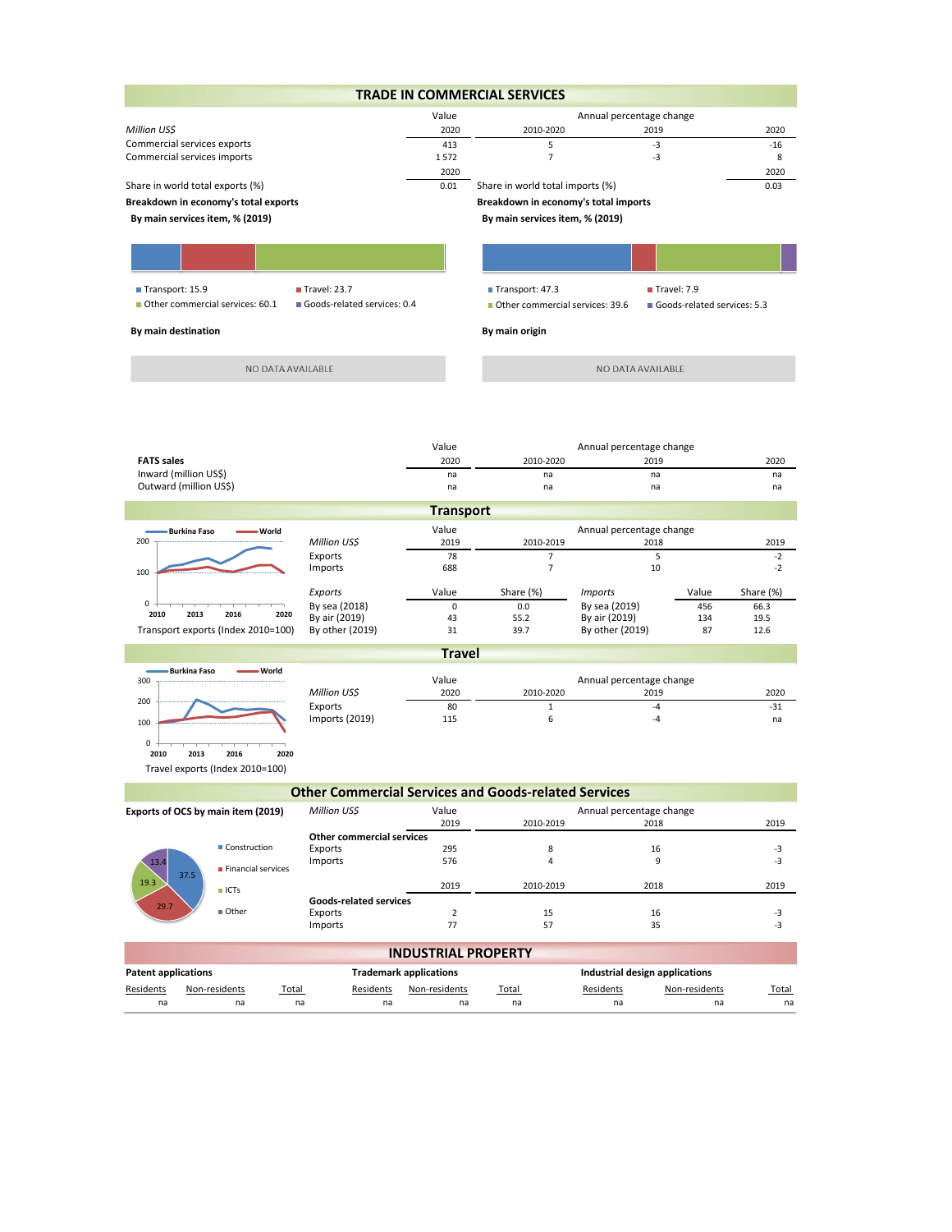## TRADE IN COMMERCIAL SERVICES

| Million US$ | Value 2020 | Annual percentage change 2010-2020 | 2019 | 2020 |
|---|---|---|---|---|
| Commercial services exports | 413 | 5 | -3 | -16 |
| Commercial services imports | 1 572 | 7 | -3 | 8 |

| | 2020 | | 2020 |
|---|---|---|---|
| Share in world total exports (%) | 0.01 | Share in world total imports (%) | 0.03 |

**Breakdown in economy's total exports**

**By main services item, % (2019)**

Transport: 15.9
Travel: 23.7
Other commercial services: 60.1
Goods-related services: 0.4

**Breakdown in economy's total imports**

**By main services item, % (2019)**

Transport: 47.3
Travel: 7.9
Other commercial services: 39.6
Goods-related services: 5.3

**By main destination**

NO DATA AVAILABLE

**By main origin**

NO DATA AVAILABLE

| FATS sales | Value 2020 | Annual percentage change 2010-2020 | 2019 | 2020 |
|---|---|---|---|---|
| Inward (million US$) | na | na | na | na |
| Outward (million US$) | na | na | na | na |

## Transport

Burkina Faso
World
200
100
0
2010
2013
2016
2020
Transport exports (Index 2010=100)

| Million US$ | Value 2019 | Annual percentage change 2010-2019 | 2018 | 2019 |
|---|---|---|---|---|
| Exports | 78 | 7 | 5 | -2 |
| Imports | 688 | 7 | 10 | -2 |

| Exports | Value | Share (%) | Imports | Value | Share (%) |
|---|---|---|---|---|---|
| By sea (2018) | 0 | 0.0 | By sea (2019) | 456 | 66.3 |
| By air (2019) | 43 | 55.2 | By air (2019) | 134 | 19.5 |
| By other (2019) | 31 | 39.7 | By other (2019) | 87 | 12.6 |

## Travel

Burkina Faso
World
300
200
100
0
2010
2013
2016
2020
Travel exports (Index 2010=100)

| Million US$ | Value 2020 | Annual percentage change 2010-2020 | 2019 | 2020 |
|---|---|---|---|---|
| Exports | 80 | 1 | -4 | -31 |
| Imports (2019) | 115 | 6 | -4 | na |

## Other Commercial Services and Goods-related Services

**Exports of OCS by main item (2019)**

Construction
Financial services
ICTs
Other
37.5
29.7
19.3
13.4

| Million US$ | Value 2019 | Annual percentage change 2010-2019 | 2018 | 2019 |
|---|---|---|---|---|
| **Other commercial services** | | | | |
| Exports | 295 | 8 | 16 | -3 |
| Imports | 576 | 4 | 9 | -3 |
| | 2019 | 2010-2019 | 2018 | 2019 |
| **Goods-related services** | | | | |
| Exports | 2 | 15 | 16 | -3 |
| Imports | 77 | 57 | 35 | -3 |

## INDUSTRIAL PROPERTY

| Patent applications | | | Trademark applications | | | Industrial design applications | | |
|---|---|---|---|---|---|---|---|---|
| Residents | Non-residents | Total | Residents | Non-residents | Total | Residents | Non-residents | Total |
| na | na | na | na | na | na | na | na | na |